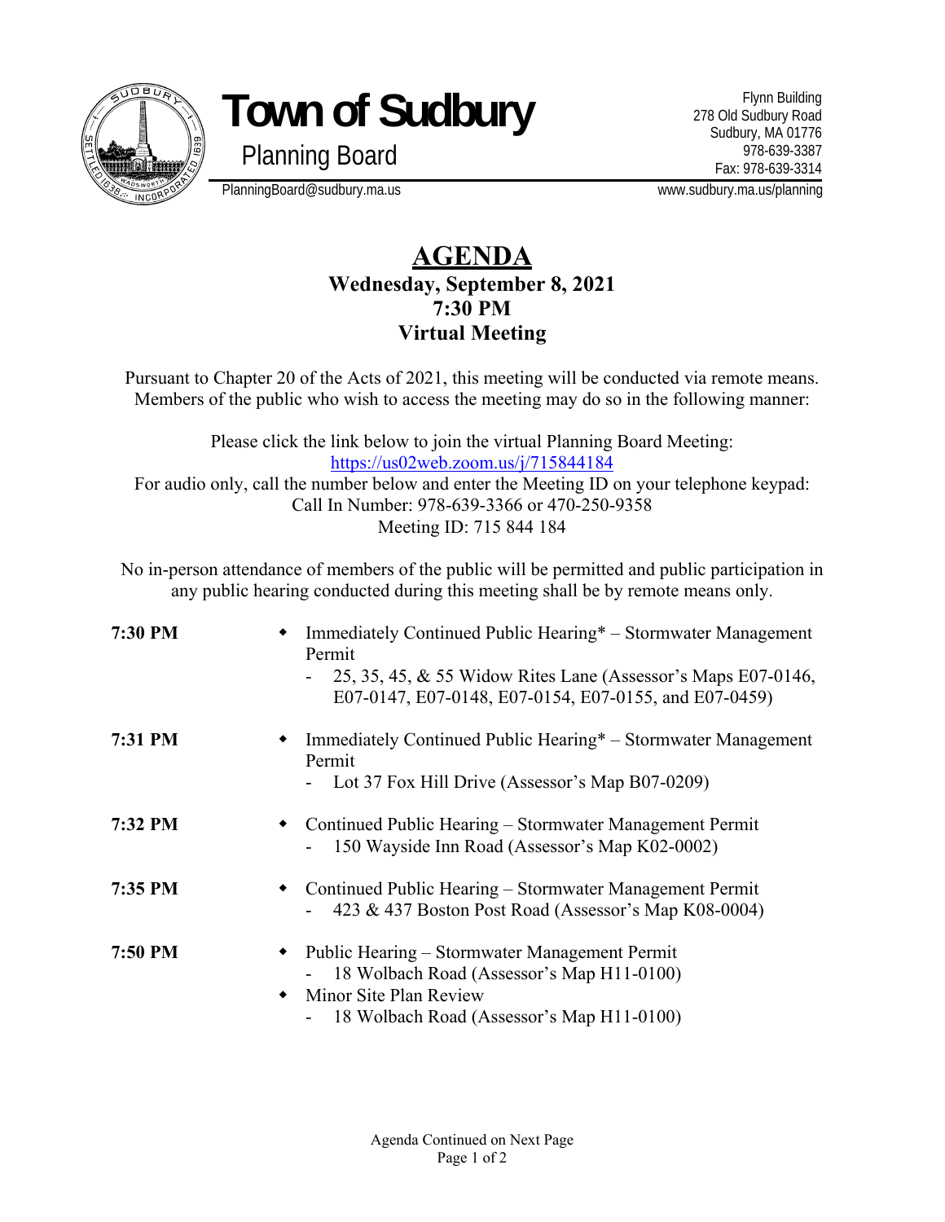# Town of Sudbury

## Planning Board

PlanningBoard@sudbury.ma.us

Flynn Building
278 Old Sudbury Road
Sudbury, MA 01776
978-639-3387
Fax: 978-639-3314
www.sudbury.ma.us/planning

# AGENDA

**Wednesday, September 8, 2021**
**7:30 PM**
**Virtual Meeting**

Pursuant to Chapter 20 of the Acts of 2021, this meeting will be conducted via remote means. Members of the public who wish to access the meeting may do so in the following manner:

Please click the link below to join the virtual Planning Board Meeting:
https://us02web.zoom.us/j/715844184
For audio only, call the number below and enter the Meeting ID on your telephone keypad:
Call In Number: 978-639-3366 or 470-250-9358
Meeting ID: 715 844 184

No in-person attendance of members of the public will be permitted and public participation in any public hearing conducted during this meeting shall be by remote means only.

**7:30 PM**
- Immediately Continued Public Hearing* – Stormwater Management Permit
  - 25, 35, 45, & 55 Widow Rites Lane (Assessor's Maps E07-0146, E07-0147, E07-0148, E07-0154, E07-0155, and E07-0459)

**7:31 PM**
- Immediately Continued Public Hearing* – Stormwater Management Permit
  - Lot 37 Fox Hill Drive (Assessor's Map B07-0209)

**7:32 PM**
- Continued Public Hearing – Stormwater Management Permit
  - 150 Wayside Inn Road (Assessor's Map K02-0002)

**7:35 PM**
- Continued Public Hearing – Stormwater Management Permit
  - 423 & 437 Boston Post Road (Assessor's Map K08-0004)

**7:50 PM**
- Public Hearing – Stormwater Management Permit
  - 18 Wolbach Road (Assessor's Map H11-0100)
- Minor Site Plan Review
  - 18 Wolbach Road (Assessor's Map H11-0100)

Agenda Continued on Next Page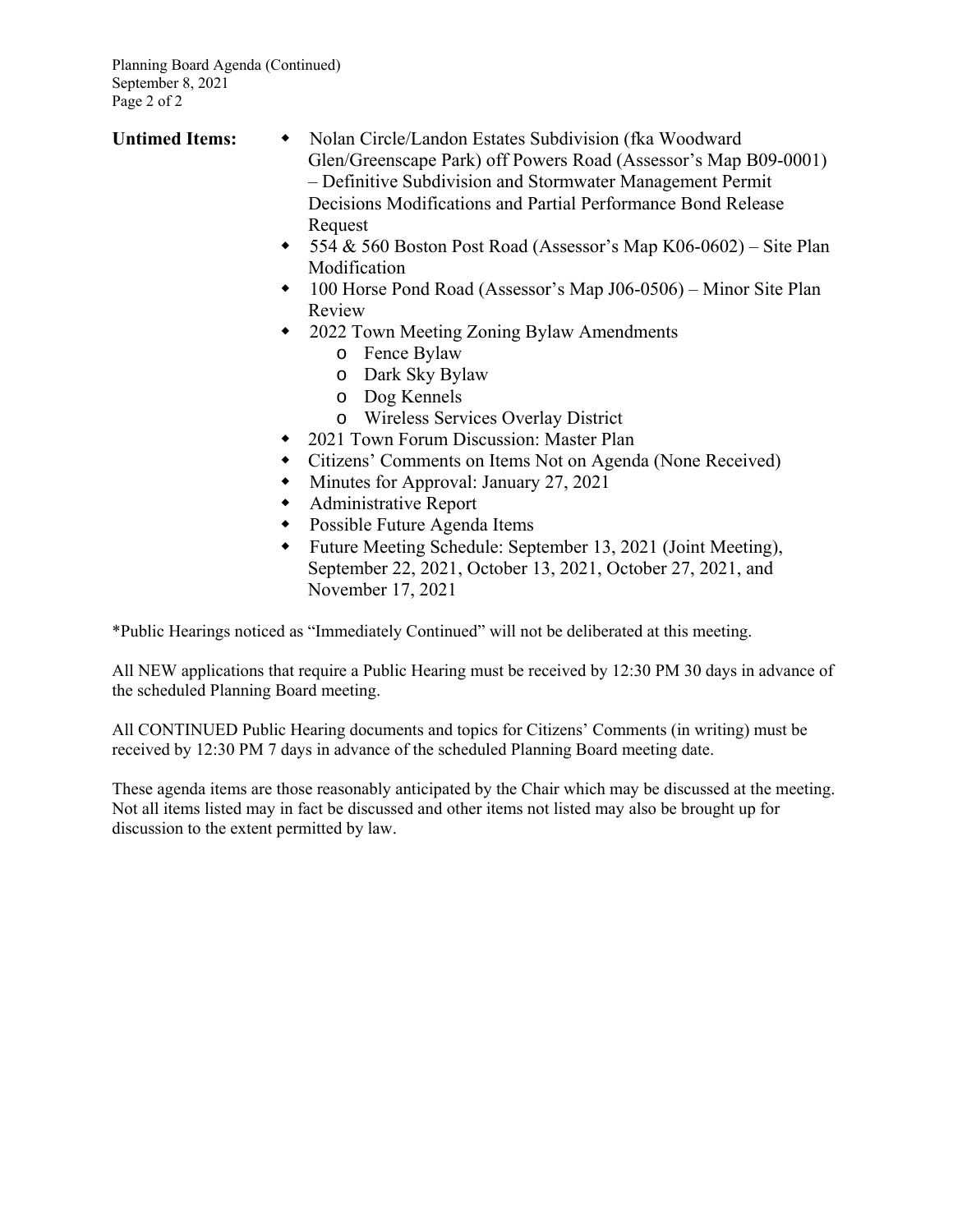**Untimed Items:**

- Nolan Circle/Landon Estates Subdivision (fka Woodward Glen/Greenscape Park) off Powers Road (Assessor's Map B09-0001) – Definitive Subdivision and Stormwater Management Permit Decisions Modifications and Partial Performance Bond Release Request
- 554 & 560 Boston Post Road (Assessor's Map K06-0602) – Site Plan Modification
- 100 Horse Pond Road (Assessor's Map J06-0506) – Minor Site Plan Review
- 2022 Town Meeting Zoning Bylaw Amendments
  - Fence Bylaw
  - Dark Sky Bylaw
  - Dog Kennels
  - Wireless Services Overlay District
- 2021 Town Forum Discussion: Master Plan
- Citizens' Comments on Items Not on Agenda (None Received)
- Minutes for Approval: January 27, 2021
- Administrative Report
- Possible Future Agenda Items
- Future Meeting Schedule: September 13, 2021 (Joint Meeting), September 22, 2021, October 13, 2021, October 27, 2021, and November 17, 2021

*Public Hearings noticed as "Immediately Continued" will not be deliberated at this meeting.

All NEW applications that require a Public Hearing must be received by 12:30 PM 30 days in advance of the scheduled Planning Board meeting.

All CONTINUED Public Hearing documents and topics for Citizens' Comments (in writing) must be received by 12:30 PM 7 days in advance of the scheduled Planning Board meeting date.

These agenda items are those reasonably anticipated by the Chair which may be discussed at the meeting. Not all items listed may in fact be discussed and other items not listed may also be brought up for discussion to the extent permitted by law.